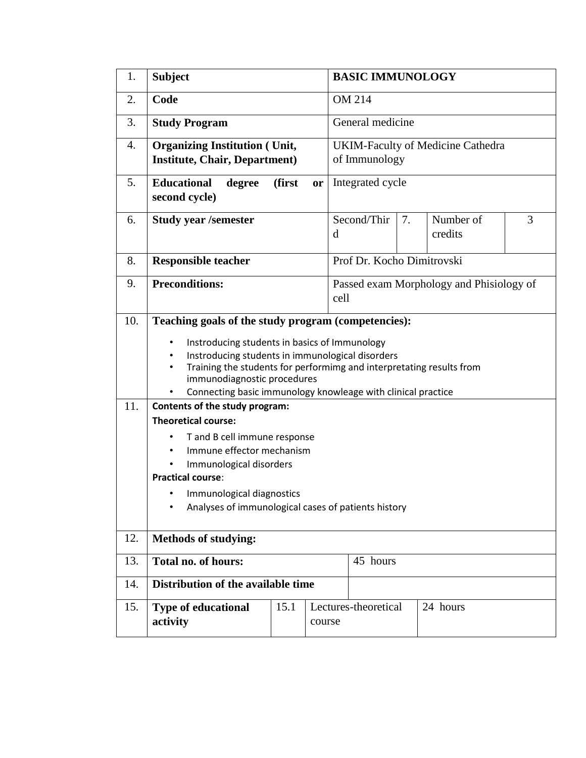| 1. | **Subject** | | **BASIC IMMUNOLOGY** | | | |
|---|---|---|---|---|---|---|
| 2. | **Code** | | OM 214 | | | |
| 3. | **Study Program** | | General medicine | | | |
| 4. | **Organizing Institution ( Unit, Institute, Chair, Department)** | | UKIM-Faculty of Medicine Cathedra of Immunology | | | |
| 5. | **Educational degree (first or second cycle)** | | Integrated cycle | | | |
| 6. | **Study year /semester** | | Second/Third | 7. | Number of credits | 3 |
| 8. | **Responsible teacher** | | Prof Dr. Kocho Dimitrovski | | | |
| 9. | **Preconditions:** | | Passed exam Morphology and Phisiology of cell | | | |
| 10. | **Teaching goals of the study program (competencies):**<br>• Instroducing students in basics of Immunology<br>• Instroducing students in immunological disorders<br>• Training the students for performimg and interpretating results from immunodiagnostic procedures<br>• Connecting basic immunology knowleage with clinical practice | | | | | |
| 11. | **Contents of the study program:**<br>**Theoretical course:**<br>• T and B cell immune response<br>• Immune effector mechanism<br>• Immunological disorders<br>**Practical course**:<br>• Immunological diagnostics<br>• Analyses of immunological cases of patients history | | | | | |
| 12. | **Methods of studying:** | | | | | |
| 13. | **Total no. of hours:** | | 45 hours | | | |
| 14. | **Distribution of the available time** | | | | | |
| 15. | **Type of educational activity** | 15.1 | Lectures-theoretical course | 24 hours | | |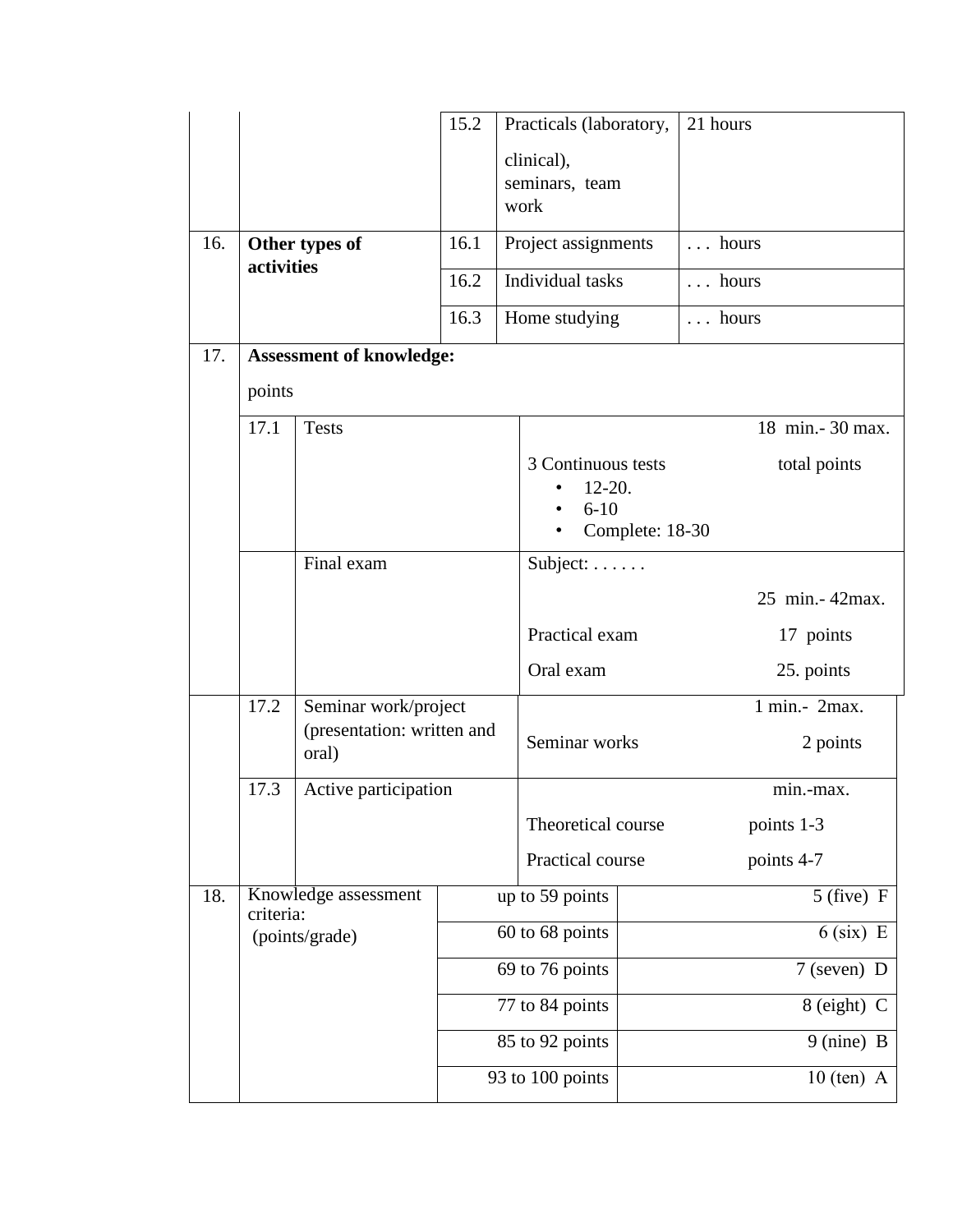| | | | | |
|---|---|---|---|---|
| | | 15.2 | Practicals (laboratory, clinical), seminars, team work | 21 hours |
| 16. | **Other types of activities** | 16.1 | Project assignments | . . . hours |
| | | 16.2 | Individual tasks | . . . hours |
| | | 16.3 | Home studying | . . . hours |

| | | | |
|---|---|---|---|
| 17. | **Assessment of knowledge:** points | | |
| | 17.1 | Tests | 18 min.- 30 max. 3 Continuous tests total points<br>• 12-20.<br>• 6-10<br>• Complete: 18-30 |
| | | Final exam | Subject: . . . . . .<br>25 min.- 42max.<br>Practical exam 17 points<br>Oral exam 25. points |
| | 17.2 | Seminar work/project (presentation: written and oral) | 1 min.- 2max.<br>Seminar works 2 points |
| | 17.3 | Active participation | min.-max.<br>Theoretical course points 1-3<br>Practical course points 4-7 |

| | | | |
|---|---|---|---|
| 18. | Knowledge assessment criteria: (points/grade) | up to 59 points | 5 (five) F |
| | | 60 to 68 points | 6 (six) E |
| | | 69 to 76 points | 7 (seven) D |
| | | 77 to 84 points | 8 (eight) C |
| | | 85 to 92 points | 9 (nine) B |
| | | 93 to 100 points | 10 (ten) A |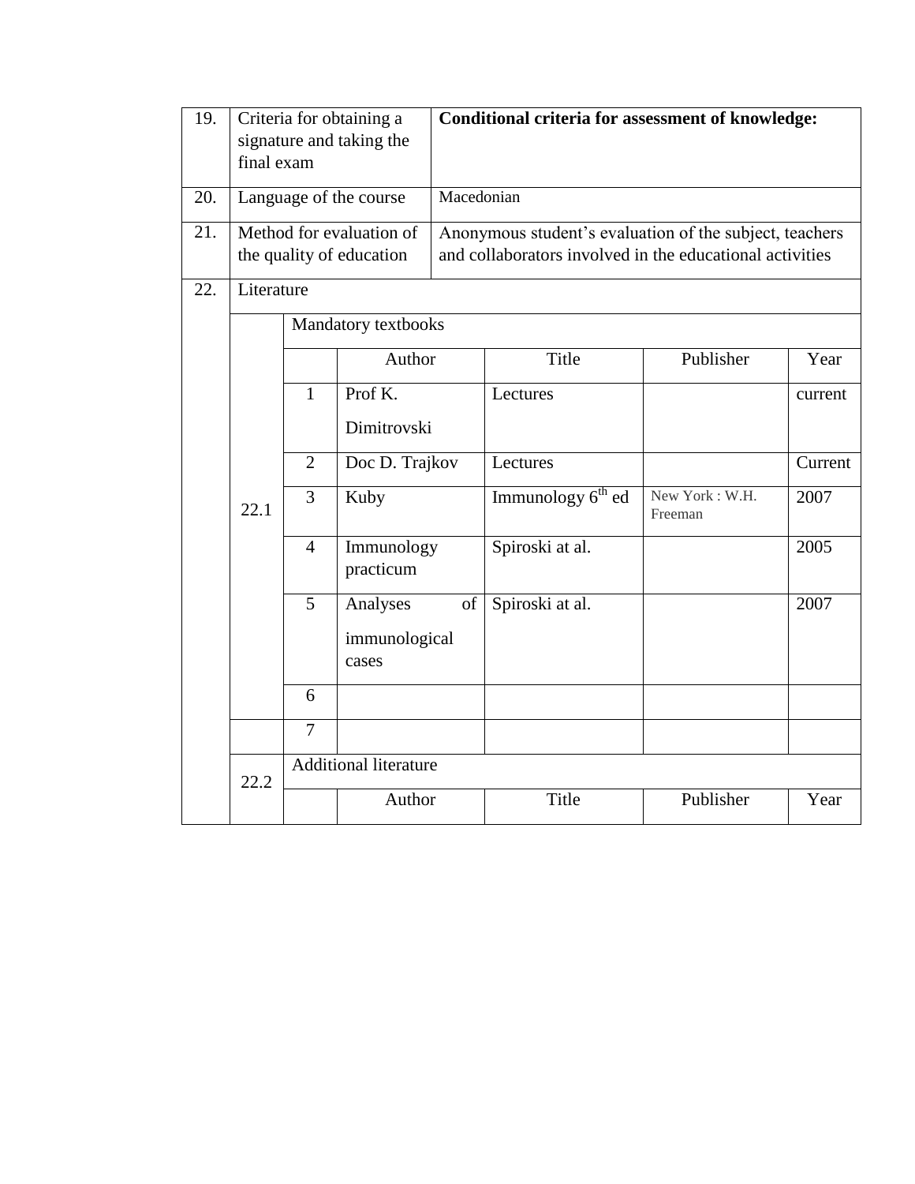| | | | | | | |
|---|---|---|---|---|---|---|
| 19. | Criteria for obtaining a signature and taking the final exam | | **Conditional criteria for assessment of knowledge:** | | | |
| 20. | Language of the course | | Macedonian | | | |
| 21. | Method for evaluation of the quality of education | | Anonymous student's evaluation of the subject, teachers and collaborators involved in the educational activities | | | |
| 22. | Literature | | | | | |
| | 22.1 | Mandatory textbooks | | | | |
| | | | Author | Title | Publisher | Year |
| | | 1 | Prof K. Dimitrovski | Lectures | | current |
| | | 2 | Doc D. Trajkov | Lectures | | Current |
| | | 3 | Kuby | Immunology 6th ed | New York : W.H. Freeman | 2007 |
| | | 4 | Immunology practicum | Spiroski at al. | | 2005 |
| | | 5 | Analyses of immunological cases | Spiroski at al. | | 2007 |
| | | 6 | | | | |
| | | 7 | | | | |
| | 22.2 | Additional literature | | | | |
| | | | Author | Title | Publisher | Year |